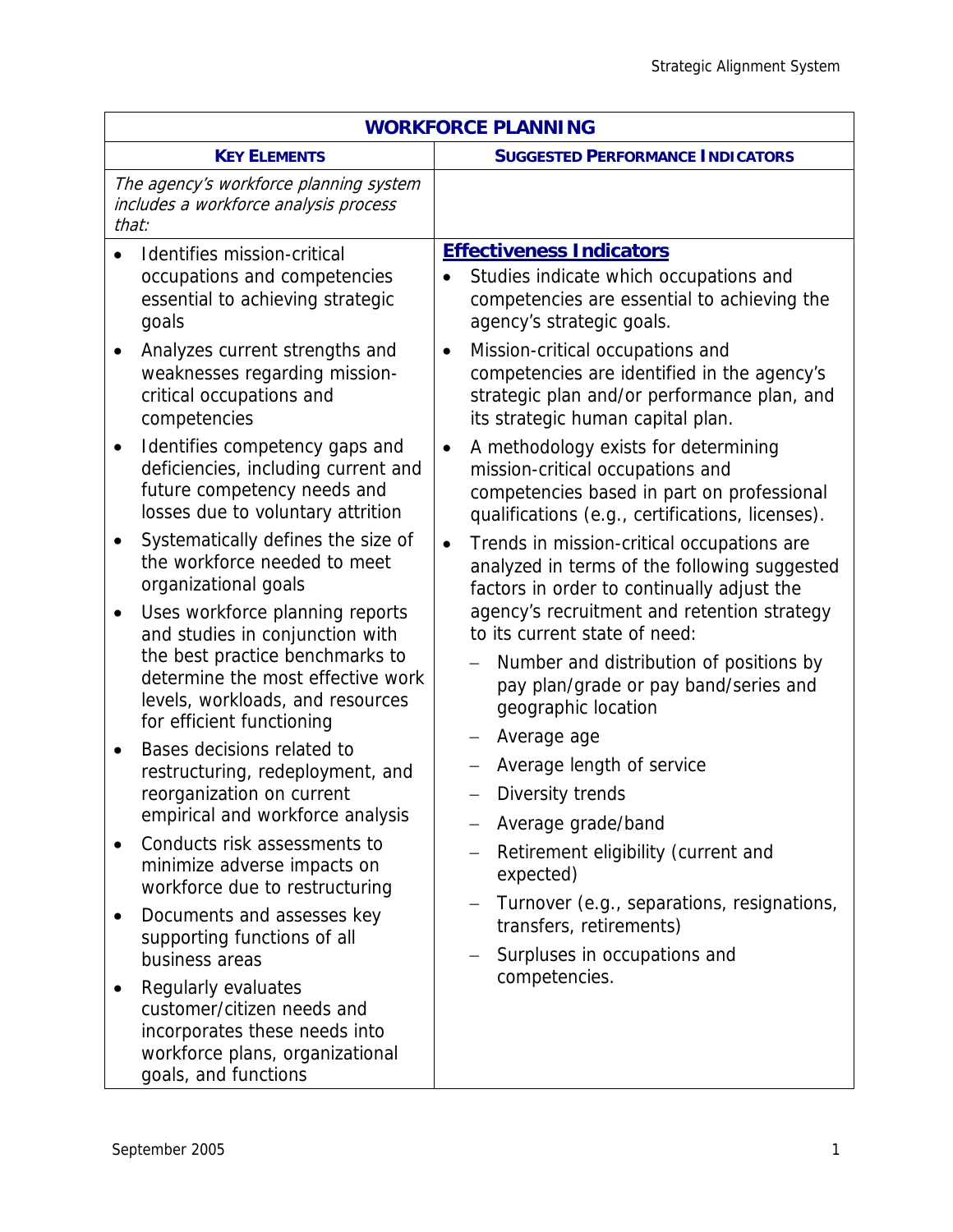| WORKFORCE PLANNING | |
|---|---|
| **KEY ELEMENTS** | **SUGGESTED PERFORMANCE INDICATORS** |
| *The agency's workforce planning system includes a workforce analysis process that:* | |
| • Identifies mission-critical occupations and competencies essential to achieving strategic goals<br>• Analyzes current strengths and weaknesses regarding mission-critical occupations and competencies<br>• Identifies competency gaps and deficiencies, including current and future competency needs and losses due to voluntary attrition<br>• Systematically defines the size of the workforce needed to meet organizational goals<br>• Uses workforce planning reports and studies in conjunction with the best practice benchmarks to determine the most effective work levels, workloads, and resources for efficient functioning<br>• Bases decisions related to restructuring, redeployment, and reorganization on current empirical and workforce analysis<br>• Conducts risk assessments to minimize adverse impacts on workforce due to restructuring<br>• Documents and assesses key supporting functions of all business areas<br>• Regularly evaluates customer/citizen needs and incorporates these needs into workforce plans, organizational goals, and functions | **Effectiveness Indicators**<br>• Studies indicate which occupations and competencies are essential to achieving the agency's strategic goals.<br>• Mission-critical occupations and competencies are identified in the agency's strategic plan and/or performance plan, and its strategic human capital plan.<br>• A methodology exists for determining mission-critical occupations and competencies based in part on professional qualifications (e.g., certifications, licenses).<br>• Trends in mission-critical occupations are analyzed in terms of the following suggested factors in order to continually adjust the agency's recruitment and retention strategy to its current state of need:<br>  – Number and distribution of positions by pay plan/grade or pay band/series and geographic location<br>  – Average age<br>  – Average length of service<br>  – Diversity trends<br>  – Average grade/band<br>  – Retirement eligibility (current and expected)<br>  – Turnover (e.g., separations, resignations, transfers, retirements)<br>  – Surpluses in occupations and competencies. |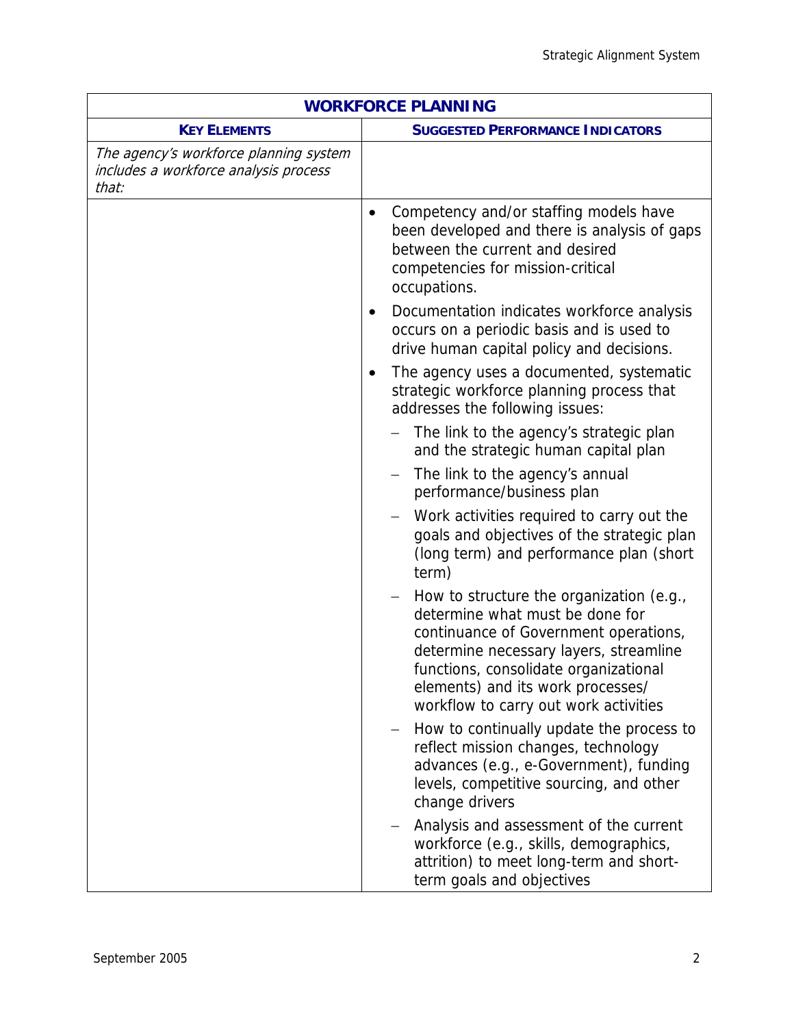| WORKFORCE PLANNING | |
|---|---|
| **KEY ELEMENTS** | **SUGGESTED PERFORMANCE INDICATORS** |
| *The agency's workforce planning system includes a workforce analysis process that:* | |
| | • Competency and/or staffing models have been developed and there is analysis of gaps between the current and desired competencies for mission-critical occupations.<br>• Documentation indicates workforce analysis occurs on a periodic basis and is used to drive human capital policy and decisions.<br>• The agency uses a documented, systematic strategic workforce planning process that addresses the following issues:<br>– The link to the agency's strategic plan and the strategic human capital plan<br>– The link to the agency's annual performance/business plan<br>– Work activities required to carry out the goals and objectives of the strategic plan (long term) and performance plan (short term)<br>– How to structure the organization (e.g., determine what must be done for continuance of Government operations, determine necessary layers, streamline functions, consolidate organizational elements) and its work processes/ workflow to carry out work activities<br>– How to continually update the process to reflect mission changes, technology advances (e.g., e-Government), funding levels, competitive sourcing, and other change drivers<br>– Analysis and assessment of the current workforce (e.g., skills, demographics, attrition) to meet long-term and short-term goals and objectives |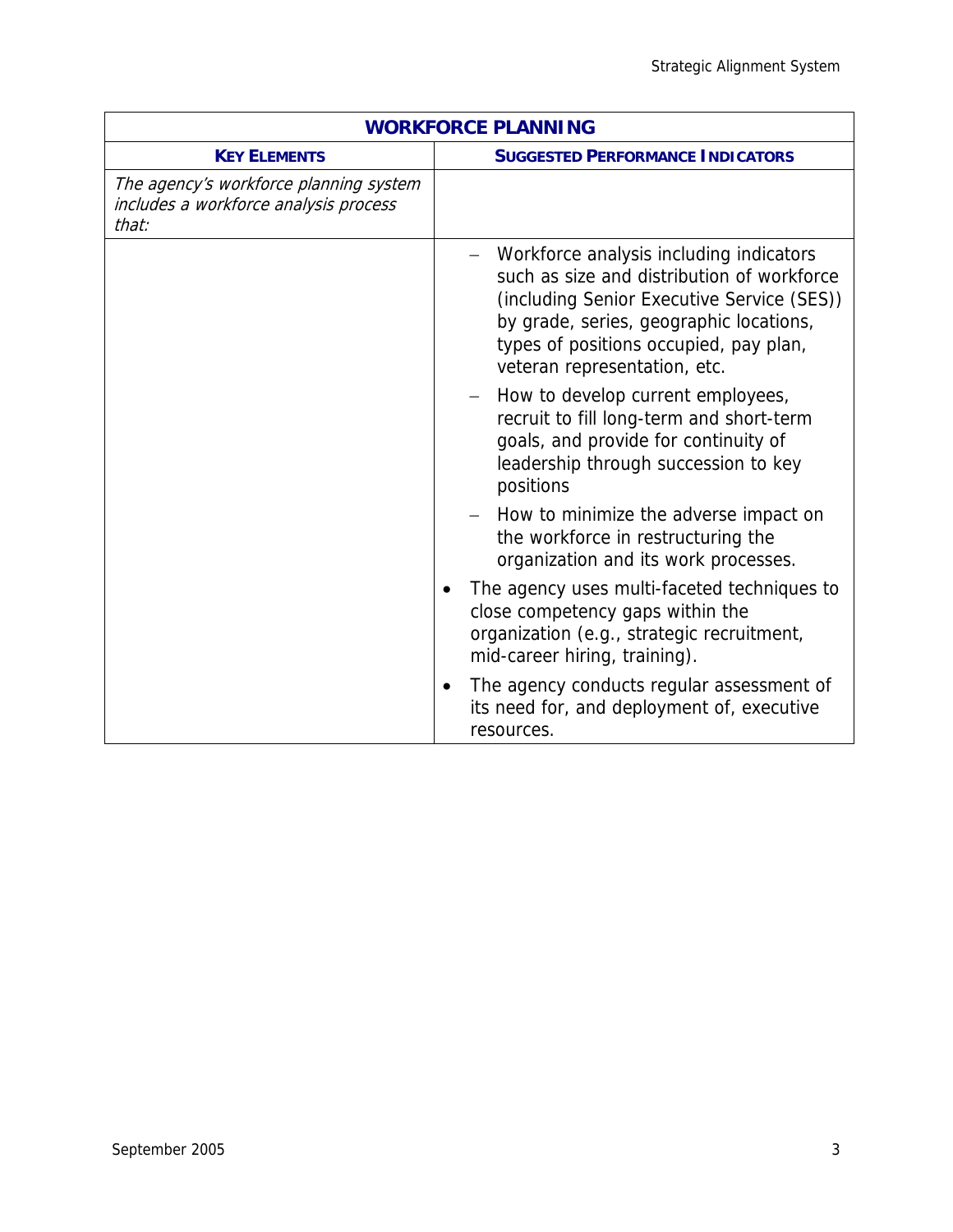| WORKFORCE PLANNING | |
|---|---|
| **KEY ELEMENTS** | **SUGGESTED PERFORMANCE INDICATORS** |
| *The agency's workforce planning system includes a workforce analysis process that:* | |
| | – Workforce analysis including indicators such as size and distribution of workforce (including Senior Executive Service (SES)) by grade, series, geographic locations, types of positions occupied, pay plan, veteran representation, etc.<br>– How to develop current employees, recruit to fill long-term and short-term goals, and provide for continuity of leadership through succession to key positions<br>– How to minimize the adverse impact on the workforce in restructuring the organization and its work processes.<br>• The agency uses multi-faceted techniques to close competency gaps within the organization (e.g., strategic recruitment, mid-career hiring, training).<br>• The agency conducts regular assessment of its need for, and deployment of, executive resources. |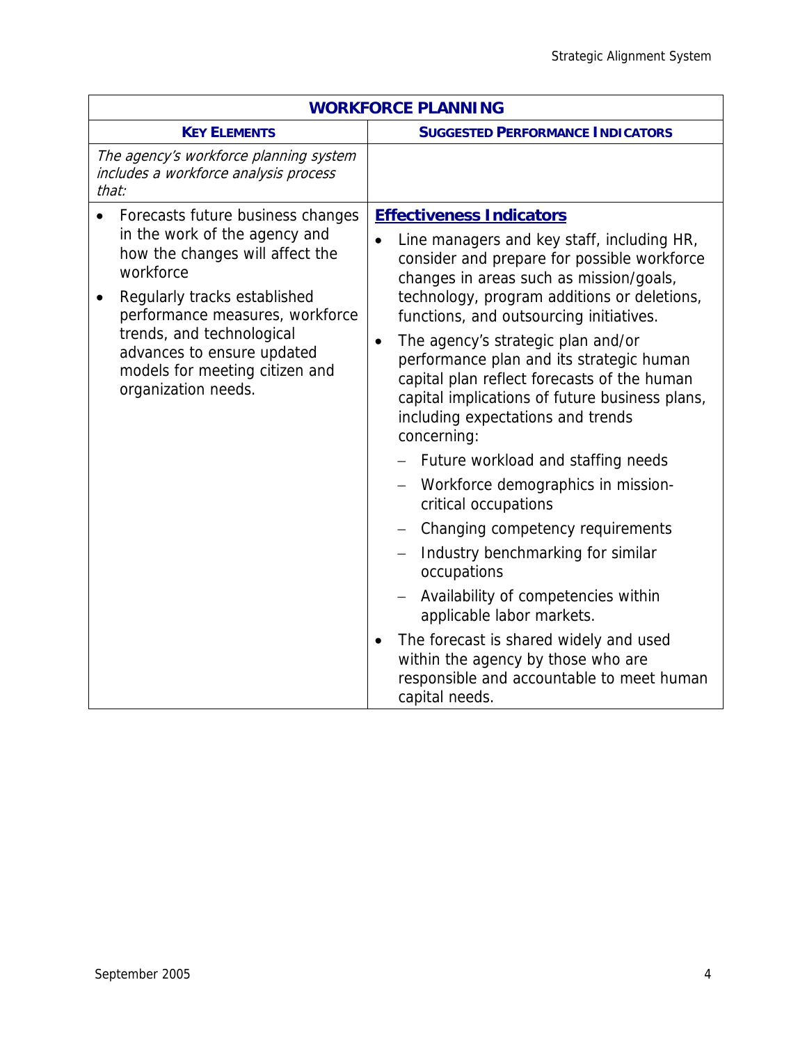| WORKFORCE PLANNING | |
|---|---|
| **KEY ELEMENTS** | **SUGGESTED PERFORMANCE INDICATORS** |
| *The agency's workforce planning system includes a workforce analysis process that:* | |
| • Forecasts future business changes in the work of the agency and how the changes will affect the workforce<br>• Regularly tracks established performance measures, workforce trends, and technological advances to ensure updated models for meeting citizen and organization needs. | **Effectiveness Indicators**<br>• Line managers and key staff, including HR, consider and prepare for possible workforce changes in areas such as mission/goals, technology, program additions or deletions, functions, and outsourcing initiatives.<br>• The agency's strategic plan and/or performance plan and its strategic human capital plan reflect forecasts of the human capital implications of future business plans, including expectations and trends concerning:<br>– Future workload and staffing needs<br>– Workforce demographics in mission-critical occupations<br>– Changing competency requirements<br>– Industry benchmarking for similar occupations<br>– Availability of competencies within applicable labor markets.<br>• The forecast is shared widely and used within the agency by those who are responsible and accountable to meet human capital needs. |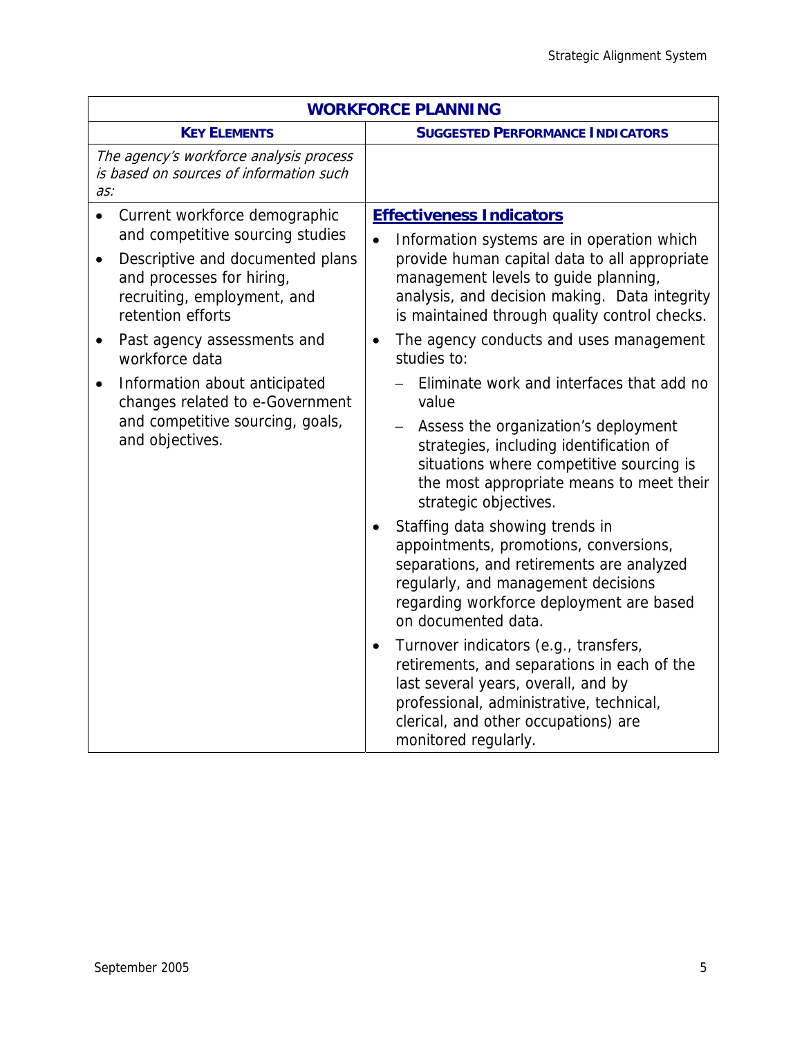| WORKFORCE PLANNING | |
|---|---|
| **KEY ELEMENTS** | **SUGGESTED PERFORMANCE INDICATORS** |
| *The agency's workforce analysis process is based on sources of information such as:* | |
| • Current workforce demographic and competitive sourcing studies<br>• Descriptive and documented plans and processes for hiring, recruiting, employment, and retention efforts<br>• Past agency assessments and workforce data<br>• Information about anticipated changes related to e-Government and competitive sourcing, goals, and objectives. | **Effectiveness Indicators**<br>• Information systems are in operation which provide human capital data to all appropriate management levels to guide planning, analysis, and decision making. Data integrity is maintained through quality control checks.<br>• The agency conducts and uses management studies to:<br>  – Eliminate work and interfaces that add no value<br>  – Assess the organization's deployment strategies, including identification of situations where competitive sourcing is the most appropriate means to meet their strategic objectives.<br>• Staffing data showing trends in appointments, promotions, conversions, separations, and retirements are analyzed regularly, and management decisions regarding workforce deployment are based on documented data.<br>• Turnover indicators (e.g., transfers, retirements, and separations in each of the last several years, overall, and by professional, administrative, technical, clerical, and other occupations) are monitored regularly. |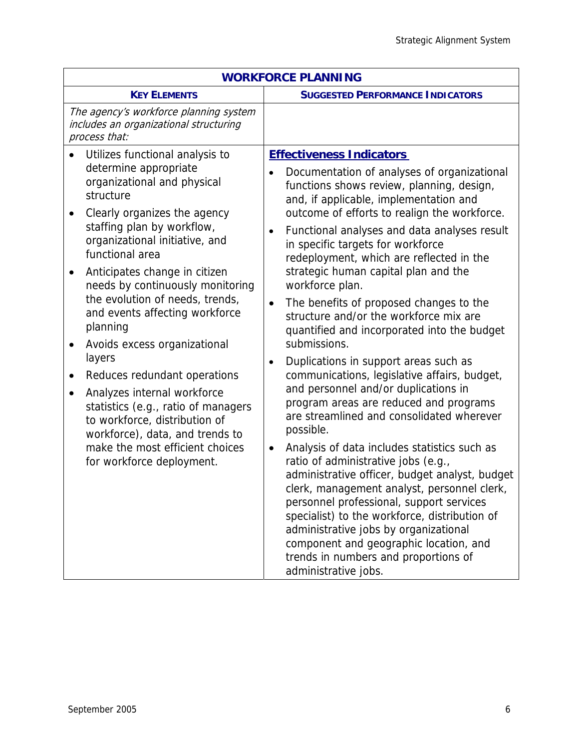| **WORKFORCE PLANNING** | |
|---|---|
| **KEY ELEMENTS** | **SUGGESTED PERFORMANCE INDICATORS** |
| *The agency's workforce planning system includes an organizational structuring process that:* | |
| • Utilizes functional analysis to determine appropriate organizational and physical structure<br>• Clearly organizes the agency staffing plan by workflow, organizational initiative, and functional area<br>• Anticipates change in citizen needs by continuously monitoring the evolution of needs, trends, and events affecting workforce planning<br>• Avoids excess organizational layers<br>• Reduces redundant operations<br>• Analyzes internal workforce statistics (e.g., ratio of managers to workforce, distribution of workforce), data, and trends to make the most efficient choices for workforce deployment. | **Effectiveness Indicators**<br>• Documentation of analyses of organizational functions shows review, planning, design, and, if applicable, implementation and outcome of efforts to realign the workforce.<br>• Functional analyses and data analyses result in specific targets for workforce redeployment, which are reflected in the strategic human capital plan and the workforce plan.<br>• The benefits of proposed changes to the structure and/or the workforce mix are quantified and incorporated into the budget submissions.<br>• Duplications in support areas such as communications, legislative affairs, budget, and personnel and/or duplications in program areas are reduced and programs are streamlined and consolidated wherever possible.<br>• Analysis of data includes statistics such as ratio of administrative jobs (e.g., administrative officer, budget analyst, budget clerk, management analyst, personnel clerk, personnel professional, support services specialist) to the workforce, distribution of administrative jobs by organizational component and geographic location, and trends in numbers and proportions of administrative jobs. |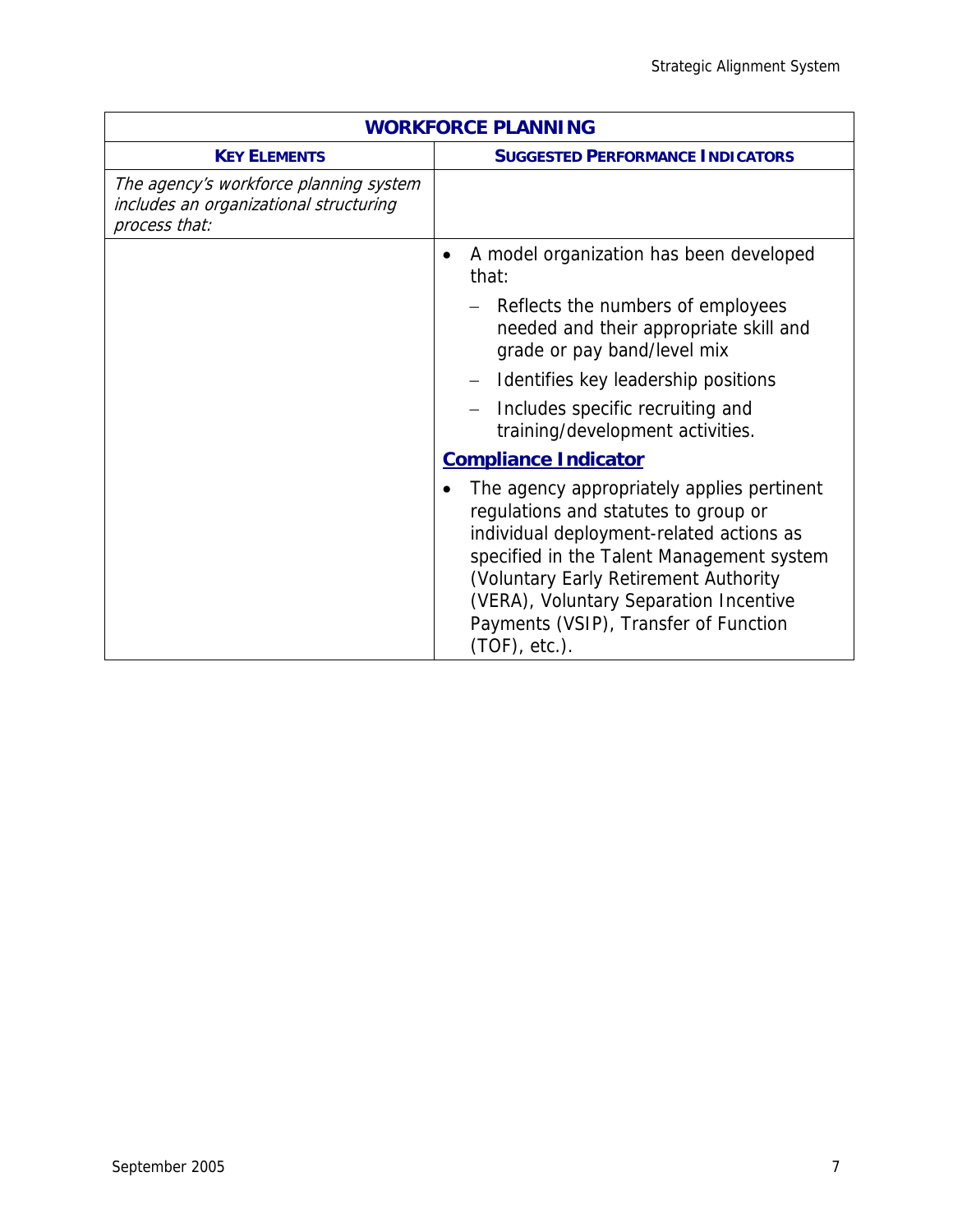| **WORKFORCE PLANNING** | |
|---|---|
| **KEY ELEMENTS** | **SUGGESTED PERFORMANCE INDICATORS** |
| *The agency's workforce planning system includes an organizational structuring process that:* | |
| | • A model organization has been developed that:<br>– Reflects the numbers of employees needed and their appropriate skill and grade or pay band/level mix<br>– Identifies key leadership positions<br>– Includes specific recruiting and training/development activities.<br>**Compliance Indicator**<br>• The agency appropriately applies pertinent regulations and statutes to group or individual deployment-related actions as specified in the Talent Management system (Voluntary Early Retirement Authority (VERA), Voluntary Separation Incentive Payments (VSIP), Transfer of Function (TOF), etc.). |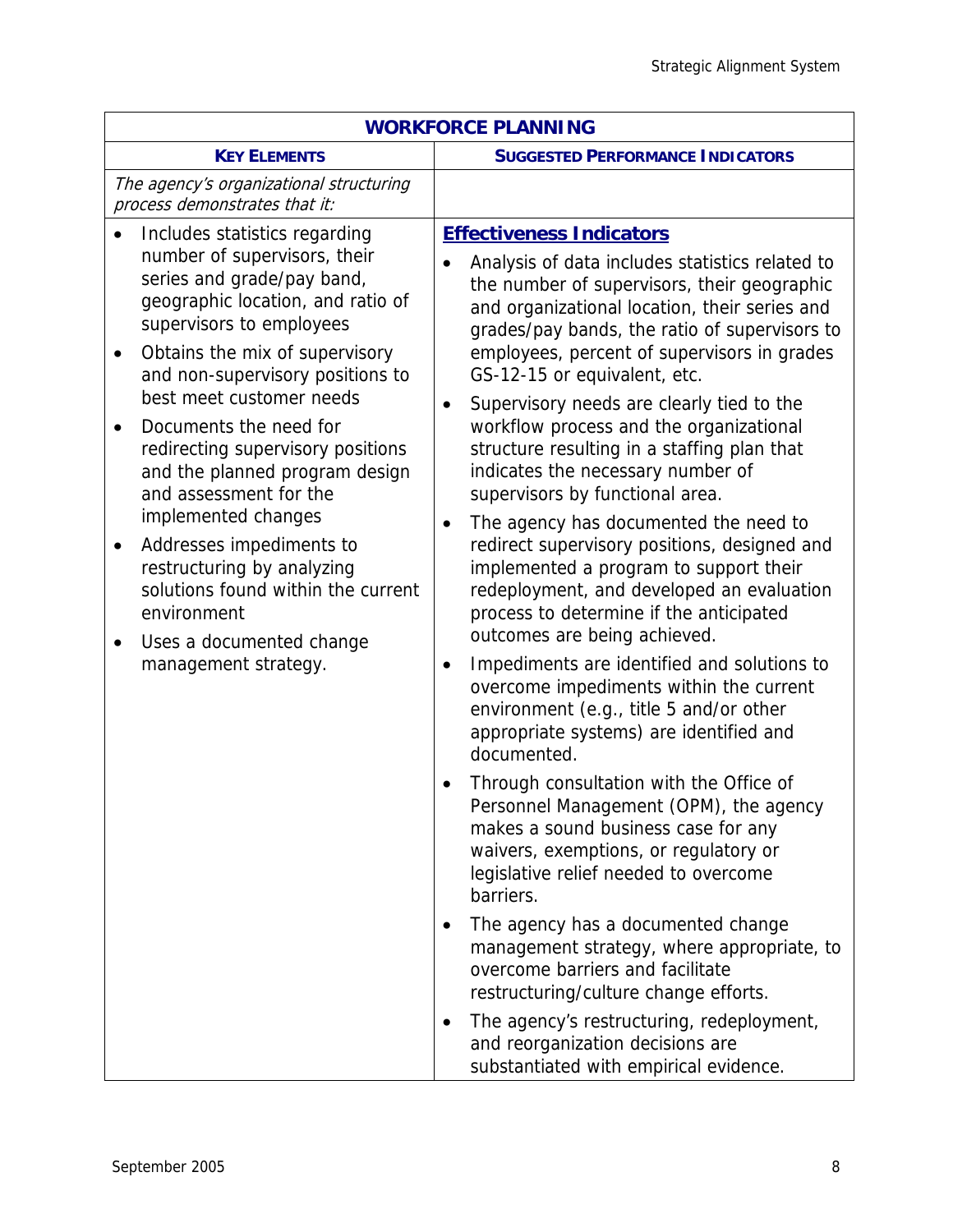| WORKFORCE PLANNING | |
|---|---|
| **KEY ELEMENTS** | **SUGGESTED PERFORMANCE INDICATORS** |
| *The agency's organizational structuring process demonstrates that it:* | |
| • Includes statistics regarding number of supervisors, their series and grade/pay band, geographic location, and ratio of supervisors to employees<br>• Obtains the mix of supervisory and non-supervisory positions to best meet customer needs<br>• Documents the need for redirecting supervisory positions and the planned program design and assessment for the implemented changes<br>• Addresses impediments to restructuring by analyzing solutions found within the current environment<br>• Uses a documented change management strategy. | **Effectiveness Indicators**<br>• Analysis of data includes statistics related to the number of supervisors, their geographic and organizational location, their series and grades/pay bands, the ratio of supervisors to employees, percent of supervisors in grades GS-12-15 or equivalent, etc.<br>• Supervisory needs are clearly tied to the workflow process and the organizational structure resulting in a staffing plan that indicates the necessary number of supervisors by functional area.<br>• The agency has documented the need to redirect supervisory positions, designed and implemented a program to support their redeployment, and developed an evaluation process to determine if the anticipated outcomes are being achieved.<br>• Impediments are identified and solutions to overcome impediments within the current environment (e.g., title 5 and/or other appropriate systems) are identified and documented.<br>• Through consultation with the Office of Personnel Management (OPM), the agency makes a sound business case for any waivers, exemptions, or regulatory or legislative relief needed to overcome barriers.<br>• The agency has a documented change management strategy, where appropriate, to overcome barriers and facilitate restructuring/culture change efforts.<br>• The agency's restructuring, redeployment, and reorganization decisions are substantiated with empirical evidence. |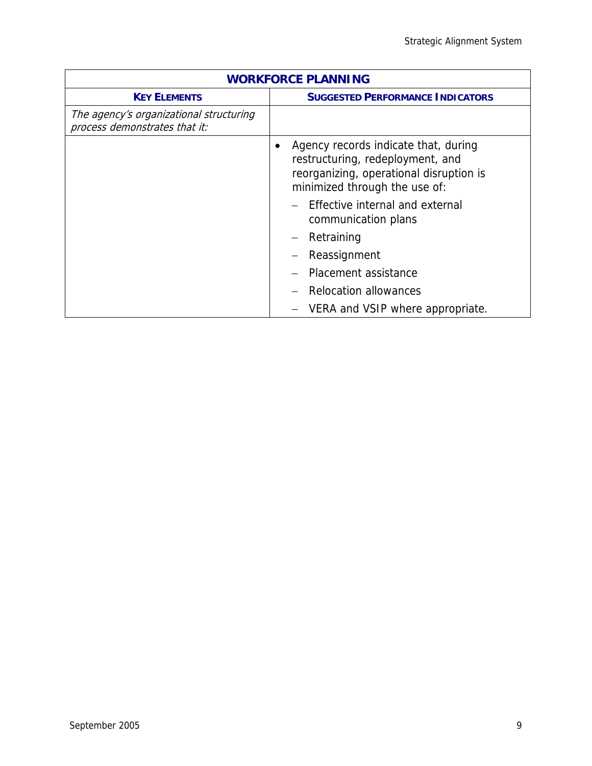| WORKFORCE PLANNING | |
|---|---|
| **KEY ELEMENTS** | **SUGGESTED PERFORMANCE INDICATORS** |
| *The agency's organizational structuring process demonstrates that it:* | |
| | • Agency records indicate that, during restructuring, redeployment, and reorganizing, operational disruption is minimized through the use of:<br>– Effective internal and external communication plans<br>– Retraining<br>– Reassignment<br>– Placement assistance<br>– Relocation allowances<br>– VERA and VSIP where appropriate. |